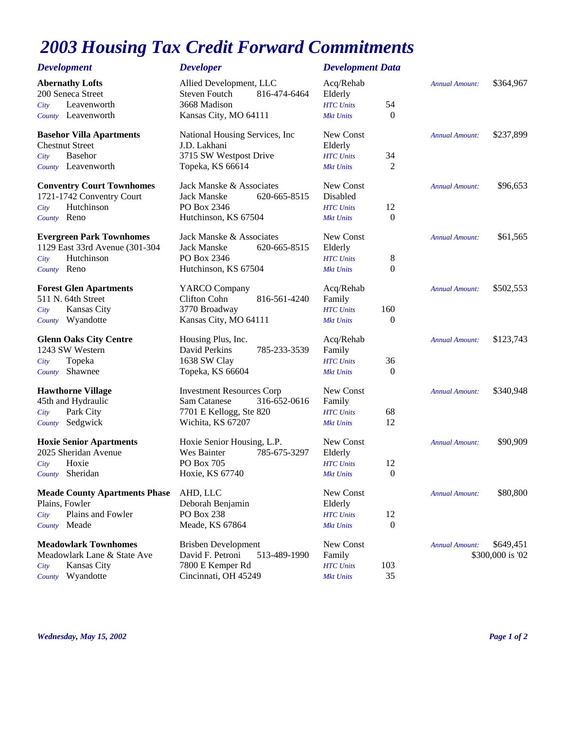# 2003 Housing Tax Credit Forward Commitments

| Development | Developer | Development Data | | Annual Amount |
| --- | --- | --- | --- | --- |
| **Abernathy Lofts**<br>200 Seneca Street<br>*City* Leavenworth<br>*County* Leavenworth | Allied Development, LLC<br>Steven Foutch 816-474-6464<br>3668 Madison<br>Kansas City, MO 64111 | Acq/Rehab<br>Elderly<br>*HTC Units*<br>*Mkt Units* | <br><br>54<br>0 | $364,967 |
| **Basehor Villa Apartments**<br>Chestnut Street<br>*City* Basehor<br>*County* Leavenworth | National Housing Services, Inc<br>J.D. Lakhani<br>3715 SW Westpost Drive<br>Topeka, KS 66614 | New Const<br>Elderly<br>*HTC Units*<br>*Mkt Units* | <br><br>34<br>2 | $237,899 |
| **Conventry Court Townhomes**<br>1721-1742 Conventry Court<br>*City* Hutchinson<br>*County* Reno | Jack Manske & Associates<br>Jack Manske 620-665-8515<br>PO Box 2346<br>Hutchinson, KS 67504 | New Const<br>Disabled<br>*HTC Units*<br>*Mkt Units* | <br><br>12<br>0 | $96,653 |
| **Evergreen Park Townhomes**<br>1129 East 33rd Avenue (301-304<br>*City* Hutchinson<br>*County* Reno | Jack Manske & Associates<br>Jack Manske 620-665-8515<br>PO Box 2346<br>Hutchinson, KS 67504 | New Const<br>Elderly<br>*HTC Units*<br>*Mkt Units* | <br><br>8<br>0 | $61,565 |
| **Forest Glen Apartments**<br>511 N. 64th Street<br>*City* Kansas City<br>*County* Wyandotte | YARCO Company<br>Clifton Cohn 816-561-4240<br>3770 Broadway<br>Kansas City, MO 64111 | Acq/Rehab<br>Family<br>*HTC Units*<br>*Mkt Units* | <br><br>160<br>0 | $502,553 |
| **Glenn Oaks City Centre**<br>1243 SW Western<br>*City* Topeka<br>*County* Shawnee | Housing Plus, Inc.<br>David Perkins 785-233-3539<br>1638 SW Clay<br>Topeka, KS 66604 | Acq/Rehab<br>Family<br>*HTC Units*<br>*Mkt Units* | <br><br>36<br>0 | $123,743 |
| **Hawthorne Village**<br>45th and Hydraulic<br>*City* Park City<br>*County* Sedgwick | Investment Resources Corp<br>Sam Catanese 316-652-0616<br>7701 E Kellogg, Ste 820<br>Wichita, KS 67207 | New Const<br>Family<br>*HTC Units*<br>*Mkt Units* | <br><br>68<br>12 | $340,948 |
| **Hoxie Senior Apartments**<br>2025 Sheridan Avenue<br>*City* Hoxie<br>*County* Sheridan | Hoxie Senior Housing, L.P.<br>Wes Bainter 785-675-3297<br>PO Box 705<br>Hoxie, KS 67740 | New Const<br>Elderly<br>*HTC Units*<br>*Mkt Units* | <br><br>12<br>0 | $90,909 |
| **Meade County Apartments Phase**<br>Plains, Fowler<br>*City* Plains and Fowler<br>*County* Meade | AHD, LLC<br>Deborah Benjamin<br>PO Box 238<br>Meade, KS 67864 | New Const<br>Elderly<br>*HTC Units*<br>*Mkt Units* | <br><br>12<br>0 | $80,800 |
| **Meadowlark Townhomes**<br>Meadowlark Lane & State Ave<br>*City* Kansas City<br>*County* Wyandotte | Brisben Development<br>David F. Petroni 513-489-1990<br>7800 E Kemper Rd<br>Cincinnati, OH 45249 | New Const<br>Family<br>*HTC Units*<br>*Mkt Units* | <br><br>103<br>35 | $649,451<br>$300,000 is '02 |

*Wednesday, May 15, 2002*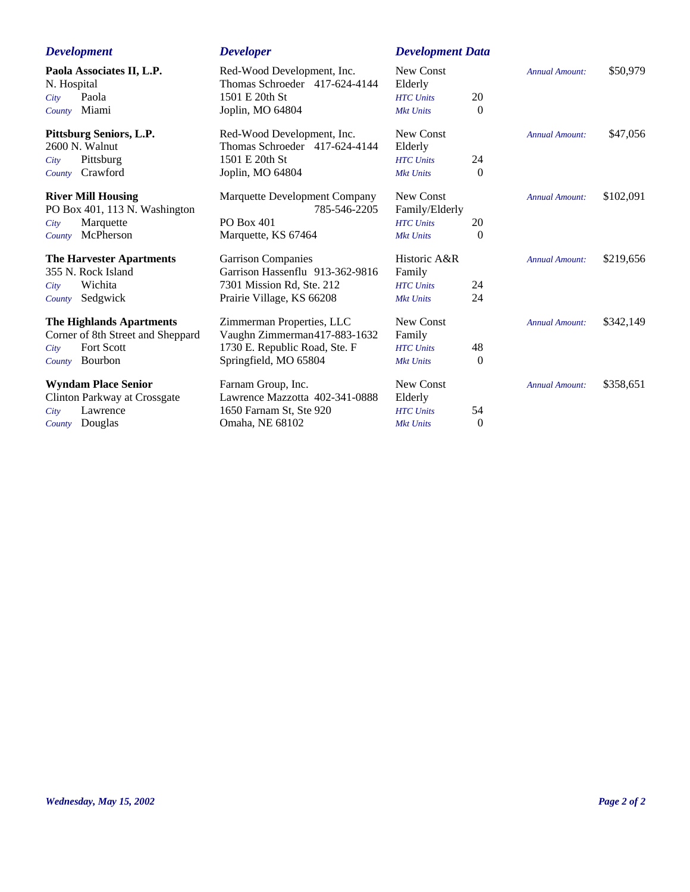| Development | Developer | Development Data | | | |
|---|---|---|---|---|---|
| **Paola Associates II, L.P.**<br>N. Hospital<br>*City* Paola<br>*County* Miami | Red-Wood Development, Inc.<br>Thomas Schroeder 417-624-4144<br>1501 E 20th St<br>Joplin, MO 64804 | New Const<br>Elderly<br>*HTC Units*<br>*Mkt Units* | <br><br>20<br>0 | *Annual Amount:* | $50,979 |
| **Pittsburg Seniors, L.P.**<br>2600 N. Walnut<br>*City* Pittsburg<br>*County* Crawford | Red-Wood Development, Inc.<br>Thomas Schroeder 417-624-4144<br>1501 E 20th St<br>Joplin, MO 64804 | New Const<br>Elderly<br>*HTC Units*<br>*Mkt Units* | <br><br>24<br>0 | *Annual Amount:* | $47,056 |
| **River Mill Housing**<br>PO Box 401, 113 N. Washington<br>*City* Marquette<br>*County* McPherson | Marquette Development Company<br>785-546-2205<br>PO Box 401<br>Marquette, KS 67464 | New Const<br>Family/Elderly<br>*HTC Units*<br>*Mkt Units* | <br><br>20<br>0 | *Annual Amount:* | $102,091 |
| **The Harvester Apartments**<br>355 N. Rock Island<br>*City* Wichita<br>*County* Sedgwick | Garrison Companies<br>Garrison Hassenflu 913-362-9816<br>7301 Mission Rd, Ste. 212<br>Prairie Village, KS 66208 | Historic A&R<br>Family<br>*HTC Units*<br>*Mkt Units* | <br><br>24<br>24 | *Annual Amount:* | $219,656 |
| **The Highlands Apartments**<br>Corner of 8th Street and Sheppard<br>*City* Fort Scott<br>*County* Bourbon | Zimmerman Properties, LLC<br>Vaughn Zimmerman417-883-1632<br>1730 E. Republic Road, Ste. F<br>Springfield, MO 65804 | New Const<br>Family<br>*HTC Units*<br>*Mkt Units* | <br><br>48<br>0 | *Annual Amount:* | $342,149 |
| **Wyndam Place Senior**<br>Clinton Parkway at Crossgate<br>*City* Lawrence<br>*County* Douglas | Farnam Group, Inc.<br>Lawrence Mazzotta 402-341-0888<br>1650 Farnam St, Ste 920<br>Omaha, NE 68102 | New Const<br>Elderly<br>*HTC Units*<br>*Mkt Units* | <br><br>54<br>0 | *Annual Amount:* | $358,651 |

*Wednesday, May 15, 2002*